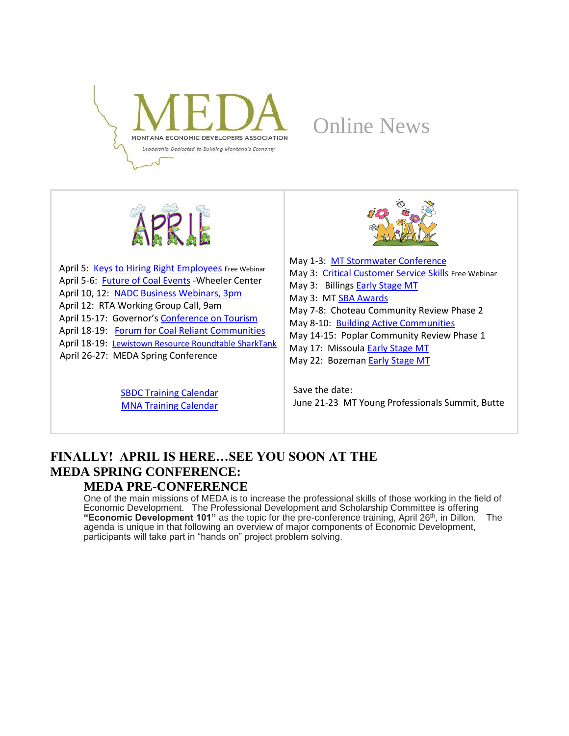# MEDA Online News

MONTANA ECONOMIC DEVELOPERS ASSOCIATION

*Leadership Dedicated to Building Montana's Economy*

## APRIL

April 5: Keys to Hiring Right Employees Free Webinar
April 5-6: Future of Coal Events -Wheeler Center
April 10, 12: NADC Business Webinars, 3pm
April 12: RTA Working Group Call, 9am
April 15-17: Governor's Conference on Tourism
April 18-19: Forum for Coal Reliant Communities
April 18-19: Lewistown Resource Roundtable SharkTank
April 26-27: MEDA Spring Conference

SBDC Training Calendar
MNA Training Calendar

## MAY

May 1-3: MT Stormwater Conference
May 3: Critical Customer Service Skills Free Webinar
May 3: Billings Early Stage MT
May 3: MT SBA Awards
May 7-8: Choteau Community Review Phase 2
May 8-10: Building Active Communities
May 14-15: Poplar Community Review Phase 1
May 17: Missoula Early Stage MT
May 22: Bozeman Early Stage MT

Save the date:
June 21-23 MT Young Professionals Summit, Butte

## FINALLY! APRIL IS HERE…SEE YOU SOON AT THE MEDA SPRING CONFERENCE:

### MEDA PRE-CONFERENCE

One of the main missions of MEDA is to increase the professional skills of those working in the field of Economic Development. The Professional Development and Scholarship Committee is offering **"Economic Development 101"** as the topic for the pre-conference training, April 26th, in Dillon. The agenda is unique in that following an overview of major components of Economic Development, participants will take part in "hands on" project problem solving.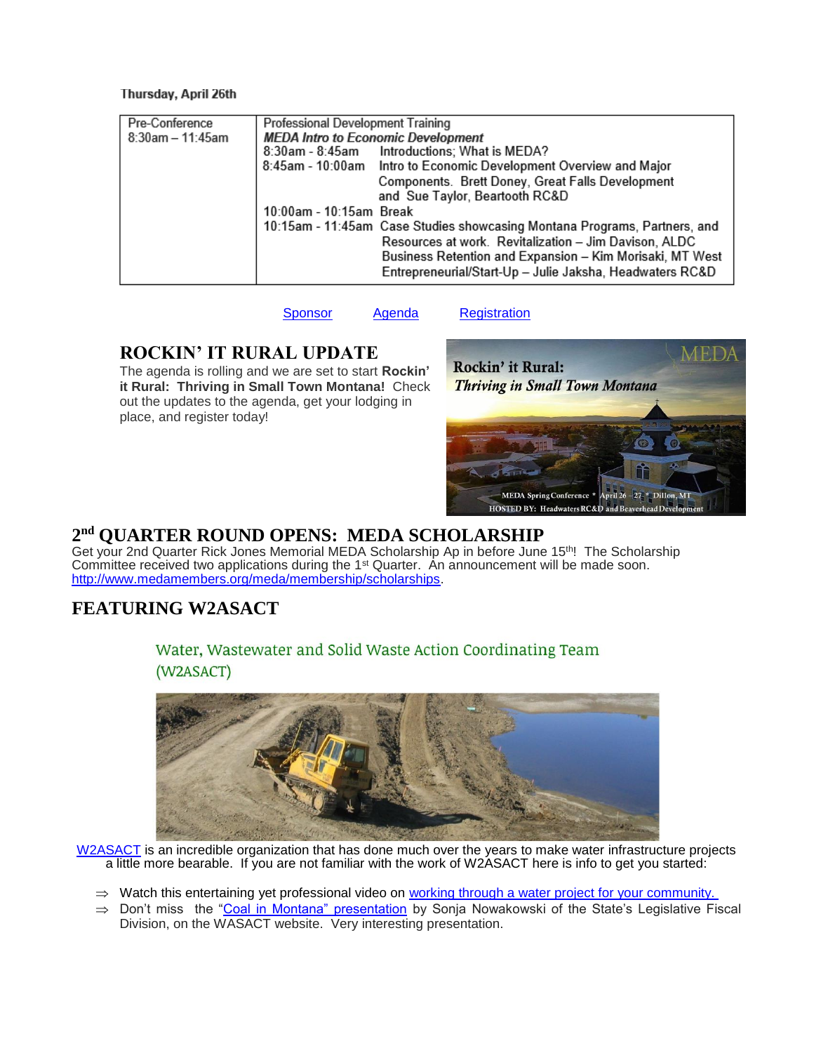**Thursday, April 26th**

| Pre-Conference 8:30am – 11:45am | Professional Development Training |
|---|---|
| | ***MEDA Intro to Economic Development*** |
| | 8:30am - 8:45am Introductions; What is MEDA? |
| | 8:45am - 10:00am Intro to Economic Development Overview and Major Components. Brett Doney, Great Falls Development and Sue Taylor, Beartooth RC&D |
| | 10:00am - 10:15am Break |
| | 10:15am - 11:45am Case Studies showcasing Montana Programs, Partners, and Resources at work. Revitalization – Jim Davison, ALDC; Business Retention and Expansion – Kim Morisaki, MT West; Entrepreneurial/Start-Up – Julie Jaksha, Headwaters RC&D |

Sponsor Agenda Registration

## ROCKIN' IT RURAL UPDATE

The agenda is rolling and we are set to start **Rockin' it Rural: Thriving in Small Town Montana!** Check out the updates to the agenda, get your lodging in place, and register today!

## 2nd QUARTER ROUND OPENS: MEDA SCHOLARSHIP

Get your 2nd Quarter Rick Jones Memorial MEDA Scholarship Ap in before June 15th! The Scholarship Committee received two applications during the 1st Quarter. An announcement will be made soon. http://www.medamembers.org/meda/membership/scholarships.

## FEATURING W2ASACT

Water, Wastewater and Solid Waste Action Coordinating Team (W2ASACT)

W2ASACT is an incredible organization that has done much over the years to make water infrastructure projects a little more bearable. If you are not familiar with the work of W2ASACT here is info to get you started:

- ⇒ Watch this entertaining yet professional video on working through a water project for your community.
- ⇒ Don't miss the "Coal in Montana" presentation by Sonja Nowakowski of the State's Legislative Fiscal Division, on the WASACT website. Very interesting presentation.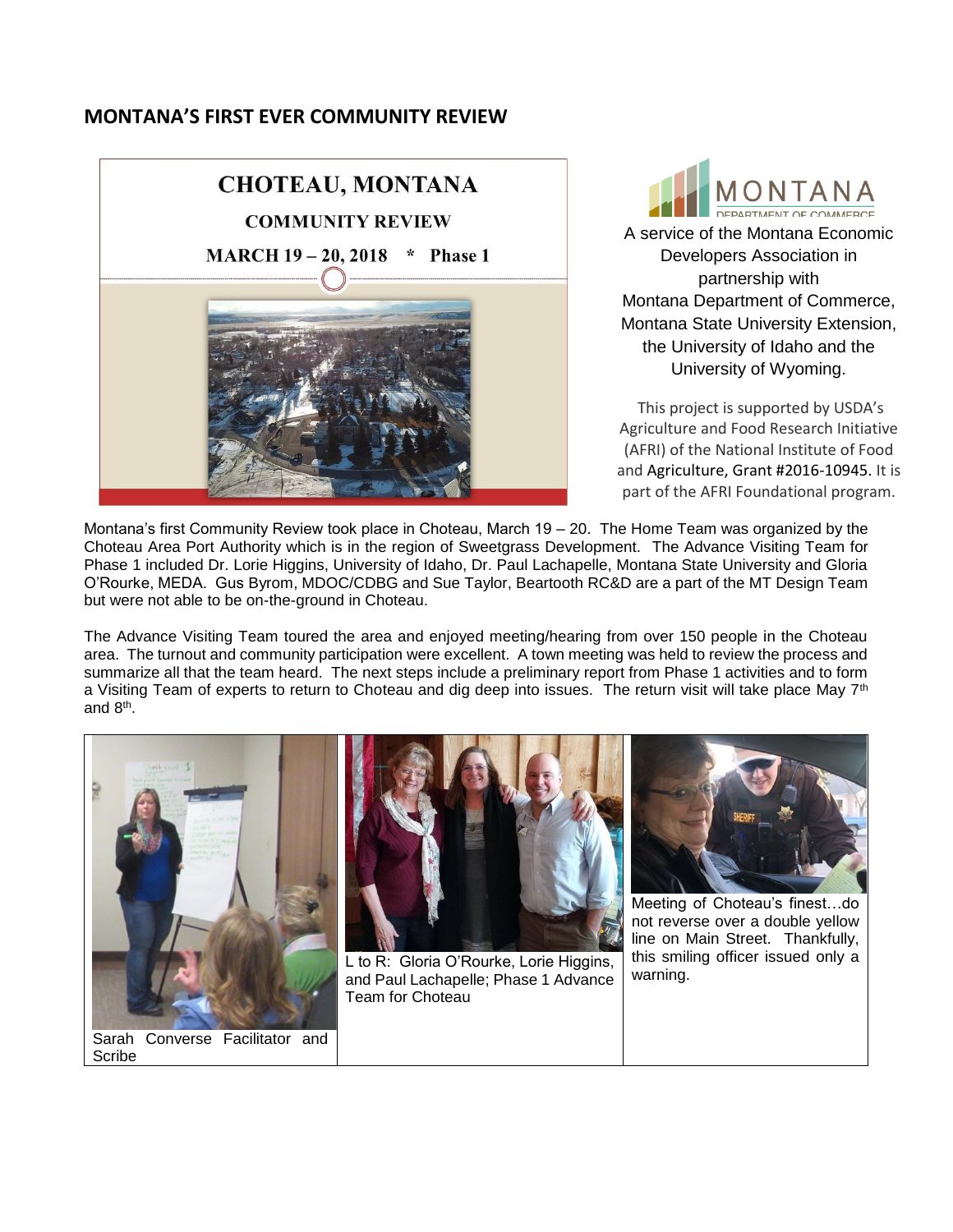## MONTANA'S FIRST EVER COMMUNITY REVIEW

**CHOTEAU, MONTANA**

**COMMUNITY REVIEW**

**MARCH 19 – 20, 2018 * Phase 1**

MONTANA DEPARTMENT OF COMMERCE

A service of the Montana Economic Developers Association in partnership with Montana Department of Commerce, Montana State University Extension, the University of Idaho and the University of Wyoming.

This project is supported by USDA's Agriculture and Food Research Initiative (AFRI) of the National Institute of Food and Agriculture, Grant #2016-10945. It is part of the AFRI Foundational program.

Montana's first Community Review took place in Choteau, March 19 – 20. The Home Team was organized by the Choteau Area Port Authority which is in the region of Sweetgrass Development. The Advance Visiting Team for Phase 1 included Dr. Lorie Higgins, University of Idaho, Dr. Paul Lachapelle, Montana State University and Gloria O'Rourke, MEDA. Gus Byrom, MDOC/CDBG and Sue Taylor, Beartooth RC&D are a part of the MT Design Team but were not able to be on-the-ground in Choteau.

The Advance Visiting Team toured the area and enjoyed meeting/hearing from over 150 people in the Choteau area. The turnout and community participation were excellent. A town meeting was held to review the process and summarize all that the team heard. The next steps include a preliminary report from Phase 1 activities and to form a Visiting Team of experts to return to Choteau and dig deep into issues. The return visit will take place May 7th and 8th.

Sarah Converse Facilitator and Scribe

L to R: Gloria O'Rourke, Lorie Higgins, and Paul Lachapelle; Phase 1 Advance Team for Choteau

Meeting of Choteau's finest…do not reverse over a double yellow line on Main Street. Thankfully, this smiling officer issued only a warning.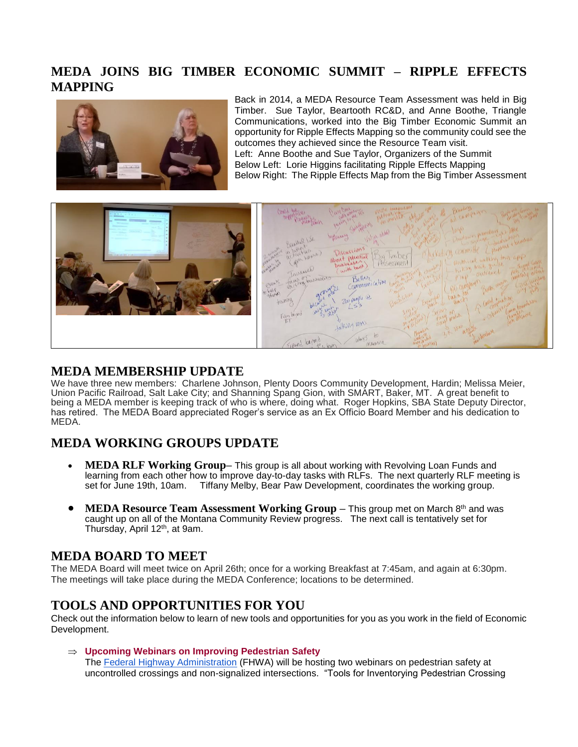## MEDA JOINS BIG TIMBER ECONOMIC SUMMIT – RIPPLE EFFECTS MAPPING

Back in 2014, a MEDA Resource Team Assessment was held in Big Timber. Sue Taylor, Beartooth RC&D, and Anne Boothe, Triangle Communications, worked into the Big Timber Economic Summit an opportunity for Ripple Effects Mapping so the community could see the outcomes they achieved since the Resource Team visit.

Left: Anne Boothe and Sue Taylor, Organizers of the Summit

Below Left: Lorie Higgins facilitating Ripple Effects Mapping

Below Right: The Ripple Effects Map from the Big Timber Assessment

## MEDA MEMBERSHIP UPDATE

We have three new members: Charlene Johnson, Plenty Doors Community Development, Hardin; Melissa Meier, Union Pacific Railroad, Salt Lake City; and Shanning Spang Gion, with SMART, Baker, MT. A great benefit to being a MEDA member is keeping track of who is where, doing what. Roger Hopkins, SBA State Deputy Director, has retired. The MEDA Board appreciated Roger's service as an Ex Officio Board Member and his dedication to MEDA.

## MEDA WORKING GROUPS UPDATE

- **MEDA RLF Working Group**– This group is all about working with Revolving Loan Funds and learning from each other how to improve day-to-day tasks with RLFs. The next quarterly RLF meeting is set for June 19th, 10am. Tiffany Melby, Bear Paw Development, coordinates the working group.
- **MEDA Resource Team Assessment Working Group** – This group met on March 8th and was caught up on all of the Montana Community Review progress. The next call is tentatively set for Thursday, April 12th, at 9am.

## MEDA BOARD TO MEET

The MEDA Board will meet twice on April 26th; once for a working Breakfast at 7:45am, and again at 6:30pm. The meetings will take place during the MEDA Conference; locations to be determined.

## TOOLS AND OPPORTUNITIES FOR YOU

Check out the information below to learn of new tools and opportunities for you as you work in the field of Economic Development.

⇒ **Upcoming Webinars on Improving Pedestrian Safety**

The Federal Highway Administration (FHWA) will be hosting two webinars on pedestrian safety at uncontrolled crossings and non-signalized intersections. "Tools for Inventorying Pedestrian Crossing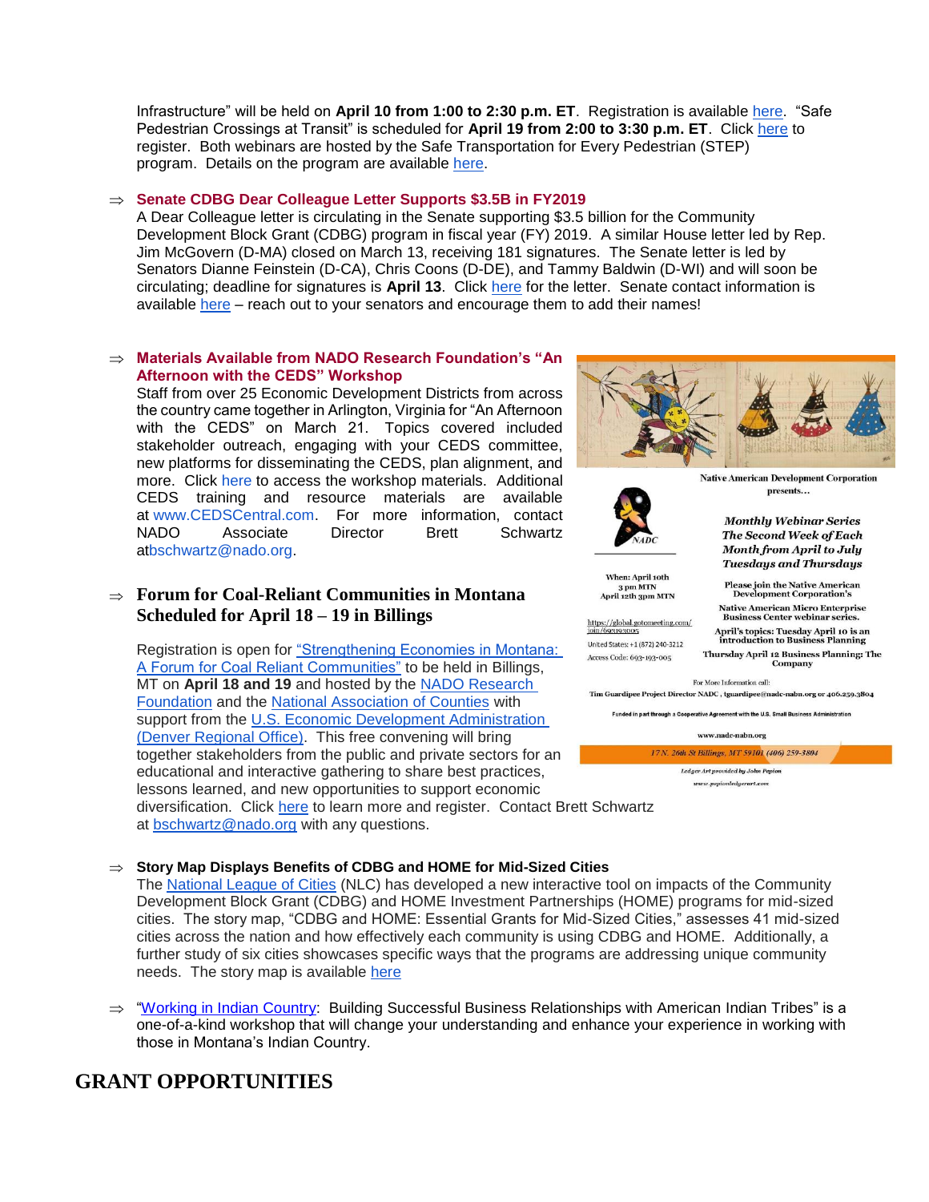Infrastructure" will be held on **April 10 from 1:00 to 2:30 p.m. ET**. Registration is available here. "Safe Pedestrian Crossings at Transit" is scheduled for **April 19 from 2:00 to 3:30 p.m. ET**. Click here to register. Both webinars are hosted by the Safe Transportation for Every Pedestrian (STEP) program. Details on the program are available here.

⇒ **Senate CDBG Dear Colleague Letter Supports $3.5B in FY2019**
A Dear Colleague letter is circulating in the Senate supporting $3.5 billion for the Community Development Block Grant (CDBG) program in fiscal year (FY) 2019. A similar House letter led by Rep. Jim McGovern (D-MA) closed on March 13, receiving 181 signatures. The Senate letter is led by Senators Dianne Feinstein (D-CA), Chris Coons (D-DE), and Tammy Baldwin (D-WI) and will soon be circulating; deadline for signatures is **April 13**. Click here for the letter. Senate contact information is available here – reach out to your senators and encourage them to add their names!

⇒ **Materials Available from NADO Research Foundation's "An Afternoon with the CEDS" Workshop**
Staff from over 25 Economic Development Districts from across the country came together in Arlington, Virginia for "An Afternoon with the CEDS" on March 21. Topics covered included stakeholder outreach, engaging with your CEDS committee, new platforms for disseminating the CEDS, plan alignment, and more. Click here to access the workshop materials. Additional CEDS training and resource materials are available at www.CEDSCentral.com. For more information, contact NADO Associate Director Brett Schwartz atbschwartz@nado.org.

Native American Development Corporation presents…

*Monthly Webinar Series*
*The Second Week of Each Month from April to July*
*Tuesdays and Thursdays*

Please join the Native American Development Corporation's Native American Micro Enterprise Business Center webinar series.

April's topics: Tuesday April 10 is an introduction to Business Planning
Thursday April 12 Business Planning: The Company

When: April 10th 3 pm MTN
April 12th 3pm MTN

https://global.gotomeeting.com/join/693193005
United States: +1 (872) 240-3212
Access Code: 693-193-005

For More Information call:
Tim Guardipee Project Director NADC, tguardipee@nadc-nabn.org or 406.259.3804

Funded in part through a Cooperative Agreement with the U.S. Small Business Administration

www.nadc-nabn.org

17 N. 26th St Billings, MT 59101 (406) 259-3804

Ledger Art provided by John Pepion
www.pepionledgerart.com

⇒ **Forum for Coal-Reliant Communities in Montana Scheduled for April 18 – 19 in Billings**

Registration is open for "Strengthening Economies in Montana: A Forum for Coal Reliant Communities" to be held in Billings, MT on **April 18 and 19** and hosted by the NADO Research Foundation and the National Association of Counties with support from the U.S. Economic Development Administration (Denver Regional Office). This free convening will bring together stakeholders from the public and private sectors for an educational and interactive gathering to share best practices, lessons learned, and new opportunities to support economic diversification. Click here to learn more and register. Contact Brett Schwartz at bschwartz@nado.org with any questions.

⇒ **Story Map Displays Benefits of CDBG and HOME for Mid-Sized Cities**
The National League of Cities (NLC) has developed a new interactive tool on impacts of the Community Development Block Grant (CDBG) and HOME Investment Partnerships (HOME) programs for mid-sized cities. The story map, "CDBG and HOME: Essential Grants for Mid-Sized Cities," assesses 41 mid-sized cities across the nation and how effectively each community is using CDBG and HOME. Additionally, a further study of six cities showcases specific ways that the programs are addressing unique community needs. The story map is available here

⇒ "Working in Indian Country: Building Successful Business Relationships with American Indian Tribes" is a one-of-a-kind workshop that will change your understanding and enhance your experience in working with those in Montana's Indian Country.

# GRANT OPPORTUNITIES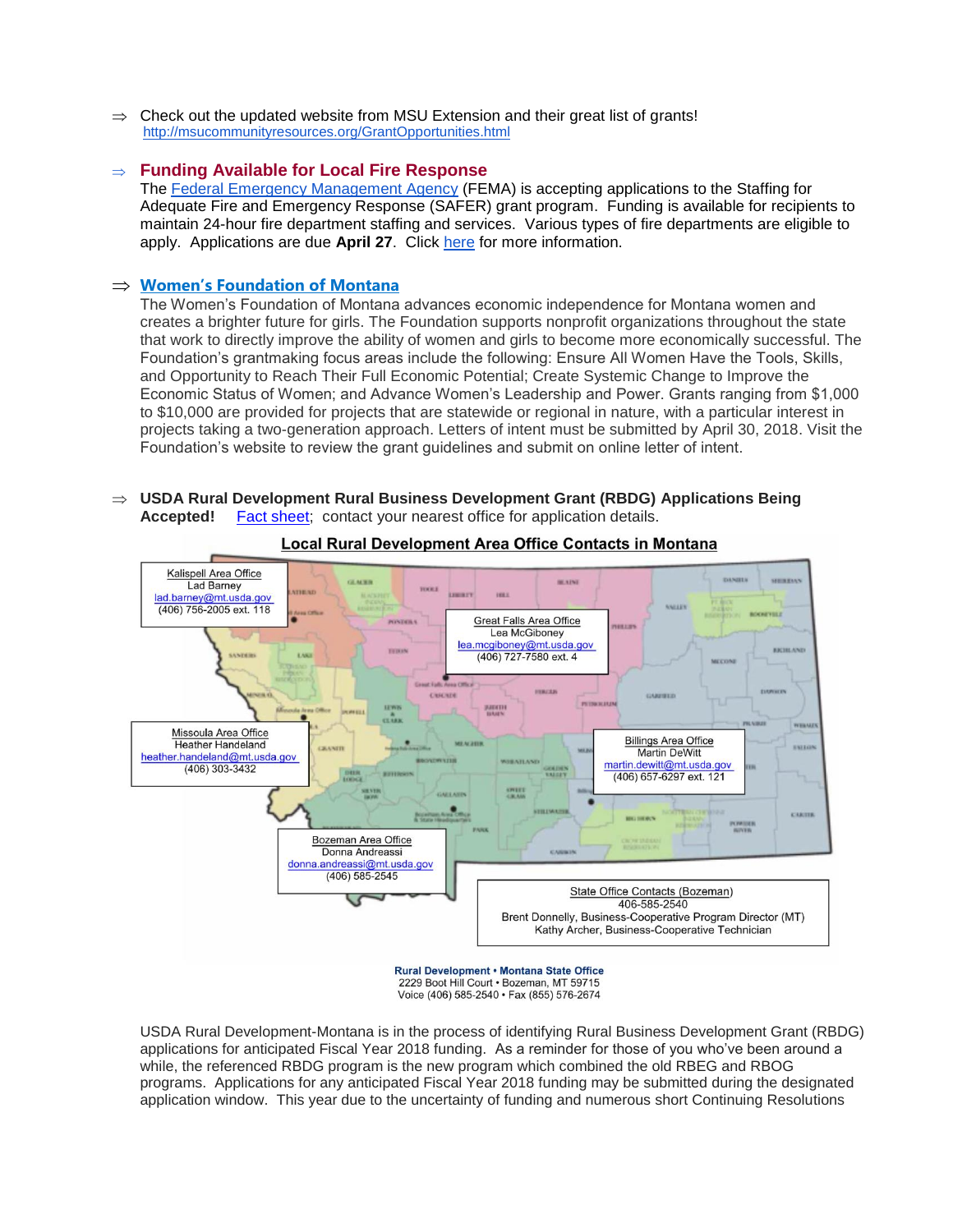- ⇒ Check out the updated website from MSU Extension and their great list of grants! http://msucommunityresources.org/GrantOpportunities.html

- ⇒ **Funding Available for Local Fire Response**

  The Federal Emergency Management Agency (FEMA) is accepting applications to the Staffing for Adequate Fire and Emergency Response (SAFER) grant program. Funding is available for recipients to maintain 24-hour fire department staffing and services. Various types of fire departments are eligible to apply. Applications are due **April 27**. Click here for more information.

- ⇒ **Women's Foundation of Montana**

  The Women's Foundation of Montana advances economic independence for Montana women and creates a brighter future for girls. The Foundation supports nonprofit organizations throughout the state that work to directly improve the ability of women and girls to become more economically successful. The Foundation's grantmaking focus areas include the following: Ensure All Women Have the Tools, Skills, and Opportunity to Reach Their Full Economic Potential; Create Systemic Change to Improve the Economic Status of Women; and Advance Women's Leadership and Power. Grants ranging from $1,000 to $10,000 are provided for projects that are statewide or regional in nature, with a particular interest in projects taking a two-generation approach. Letters of intent must be submitted by April 30, 2018. Visit the Foundation's website to review the grant guidelines and submit on online letter of intent.

- ⇒ **USDA Rural Development Rural Business Development Grant (RBDG) Applications Being Accepted!** Fact sheet; contact your nearest office for application details.

**Local Rural Development Area Office Contacts in Montana**

Kalispell Area Office
Lad Barney
lad.barney@mt.usda.gov
(406) 756-2005 ext. 118

Great Falls Area Office
Lea McGiboney
lea.mcgiboney@mt.usda.gov
(406) 727-7580 ext. 4

Missoula Area Office
Heather Handeland
heather.handeland@mt.usda.gov
(406) 303-3432

Billings Area Office
Martin DeWitt
martin.dewitt@mt.usda.gov
(406) 657-6297 ext. 121

Bozeman Area Office
Donna Andreassi
donna.andreassi@mt.usda.gov
(406) 585-2545

State Office Contacts (Bozeman)
406-585-2540
Brent Donnelly, Business-Cooperative Program Director (MT)
Kathy Archer, Business-Cooperative Technician

**Rural Development • Montana State Office**
2229 Boot Hill Court • Bozeman, MT 59715
Voice (406) 585-2540 • Fax (855) 576-2674

USDA Rural Development-Montana is in the process of identifying Rural Business Development Grant (RBDG) applications for anticipated Fiscal Year 2018 funding. As a reminder for those of you who've been around a while, the referenced RBDG program is the new program which combined the old RBEG and RBOG programs. Applications for any anticipated Fiscal Year 2018 funding may be submitted during the designated application window. This year due to the uncertainty of funding and numerous short Continuing Resolutions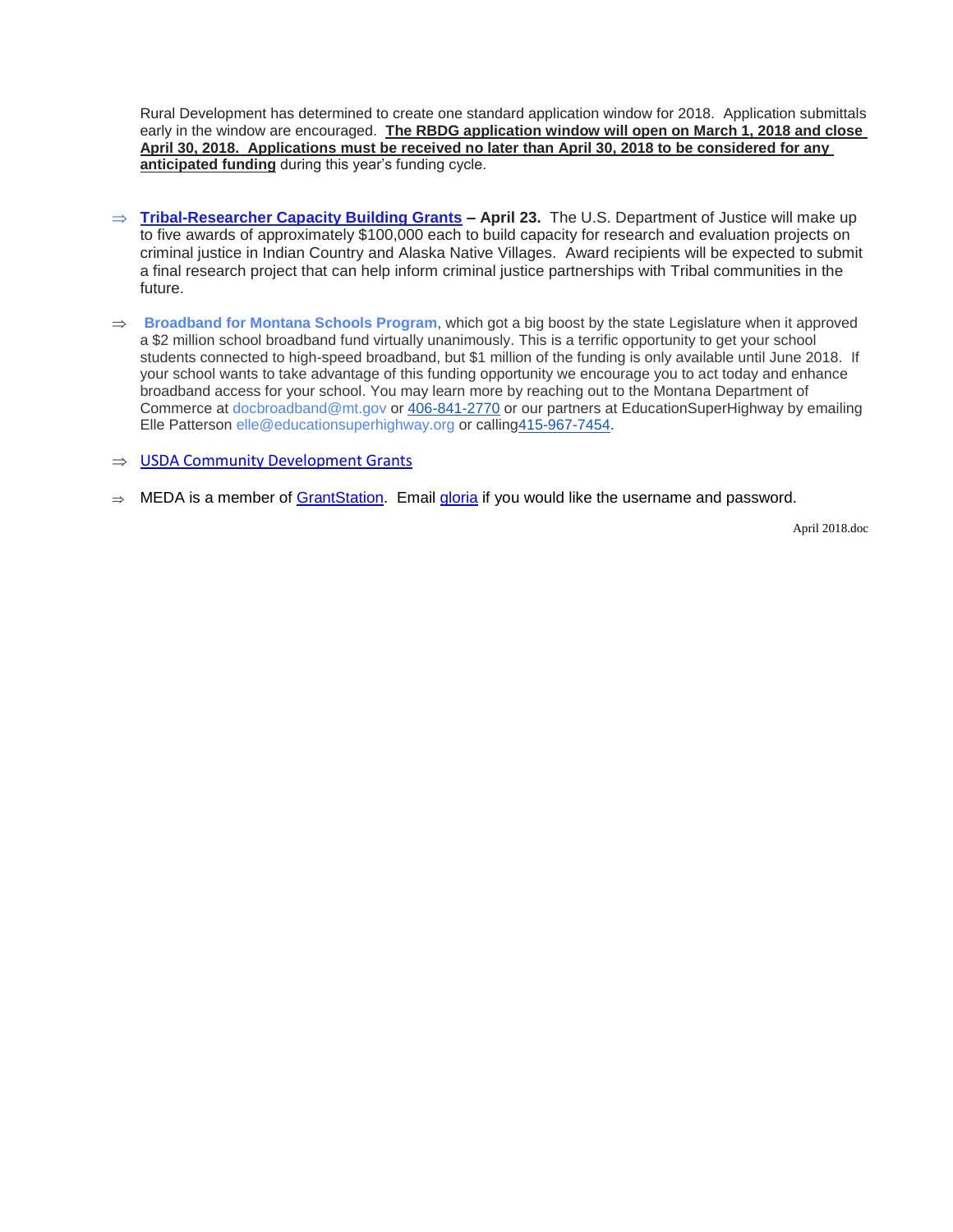Rural Development has determined to create one standard application window for 2018. Application submittals early in the window are encouraged. **The RBDG application window will open on March 1, 2018 and close April 30, 2018. Applications must be received no later than April 30, 2018 to be considered for any anticipated funding** during this year's funding cycle.

- **Tribal-Researcher Capacity Building Grants – April 23.** The U.S. Department of Justice will make up to five awards of approximately $100,000 each to build capacity for research and evaluation projects on criminal justice in Indian Country and Alaska Native Villages. Award recipients will be expected to submit a final research project that can help inform criminal justice partnerships with Tribal communities in the future.

- **Broadband for Montana Schools Program**, which got a big boost by the state Legislature when it approved a $2 million school broadband fund virtually unanimously. This is a terrific opportunity to get your school students connected to high-speed broadband, but $1 million of the funding is only available until June 2018. If your school wants to take advantage of this funding opportunity we encourage you to act today and enhance broadband access for your school. You may learn more by reaching out to the Montana Department of Commerce at docbroadband@mt.gov or 406-841-2770 or our partners at EducationSuperHighway by emailing Elle Patterson elle@educationsuperhighway.org or calling415-967-7454.

- USDA Community Development Grants

- MEDA is a member of GrantStation. Email gloria if you would like the username and password.

April 2018.doc